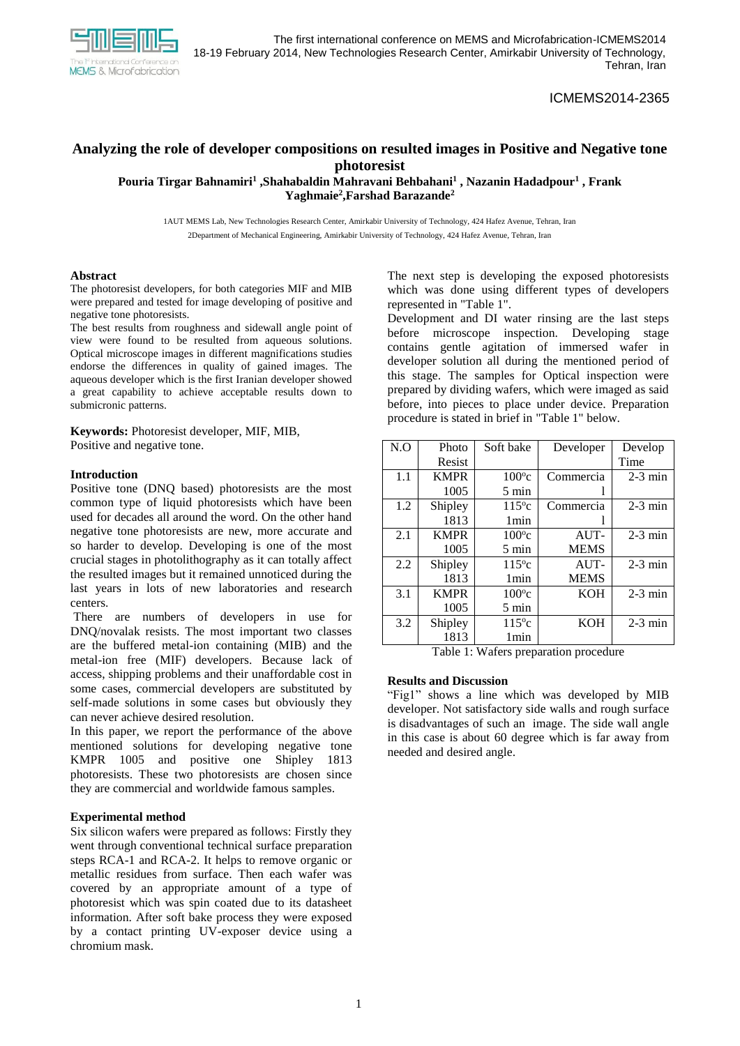# Analyzing the role of developer compositions on resulted images in Positive and Negative tone photoresist

**Pouria Tirgar Bahnamiri[1] ,Shahabaldin Mahravani Behbahani[1] , Nazanin Hadadpour[1] , Frank Yaghmaie[2],Farshad Barazande[2]**

1AUT MEMS Lab, New Technologies Research Center, Amirkabir University of Technology, 424 Hafez Avenue, Tehran, Iran

2Department of Mechanical Engineering, Amirkabir University of Technology, 424 Hafez Avenue, Tehran, Iran

### Abstract

The photoresist developers, for both categories MIF and MIB were prepared and tested for image developing of positive and negative tone photoresists.

The best results from roughness and sidewall angle point of view were found to be resulted from aqueous solutions. Optical microscope images in different magnifications studies endorse the differences in quality of gained images. The aqueous developer which is the first Iranian developer showed a great capability to achieve acceptable results down to submicronic patterns.

**Keywords:** Photoresist developer, MIF, MIB, Positive and negative tone.

### Introduction

Positive tone (DNQ based) photoresists are the most common type of liquid photoresists which have been used for decades all around the word. On the other hand negative tone photoresists are new, more accurate and so harder to develop. Developing is one of the most crucial stages in photolithography as it can totally affect the resulted images but it remained unnoticed during the last years in lots of new laboratories and research centers.

There are numbers of developers in use for DNQ/novalak resists. The most important two classes are the buffered metal-ion containing (MIB) and the metal-ion free (MIF) developers. Because lack of access, shipping problems and their unaffordable cost in some cases, commercial developers are substituted by self-made solutions in some cases but obviously they can never achieve desired resolution.

In this paper, we report the performance of the above mentioned solutions for developing negative tone KMPR 1005 and positive one Shipley 1813 photoresists. These two photoresists are chosen since they are commercial and worldwide famous samples.

### Experimental method

Six silicon wafers were prepared as follows: Firstly they went through conventional technical surface preparation steps RCA-1 and RCA-2. It helps to remove organic or metallic residues from surface. Then each wafer was covered by an appropriate amount of a type of photoresist which was spin coated due to its datasheet information. After soft bake process they were exposed by a contact printing UV-exposer device using a chromium mask.

The next step is developing the exposed photoresists which was done using different types of developers represented in "Table 1".

Development and DI water rinsing are the last steps before microscope inspection. Developing stage contains gentle agitation of immersed wafer in developer solution all during the mentioned period of this stage. The samples for Optical inspection were prepared by dividing wafers, which were imaged as said before, into pieces to place under device. Preparation procedure is stated in brief in "Table 1" below.

| N.O | Photo Resist | Soft bake | Developer | Develop Time |
|---|---|---|---|---|
| 1.1 | KMPR 1005 | 100ºc 5 min | Commercial | 2-3 min |
| 1.2 | Shipley 1813 | 115ºc 1min | Commercial | 2-3 min |
| 2.1 | KMPR 1005 | 100ºc 5 min | AUT-MEMS | 2-3 min |
| 2.2 | Shipley 1813 | 115ºc 1min | AUT-MEMS | 2-3 min |
| 3.1 | KMPR 1005 | 100ºc 5 min | KOH | 2-3 min |
| 3.2 | Shipley 1813 | 115ºc 1min | KOH | 2-3 min |

Table 1: Wafers preparation procedure

### Results and Discussion

"Fig1" shows a line which was developed by MIB developer. Not satisfactory side walls and rough surface is disadvantages of such an image. The side wall angle in this case is about 60 degree which is far away from needed and desired angle.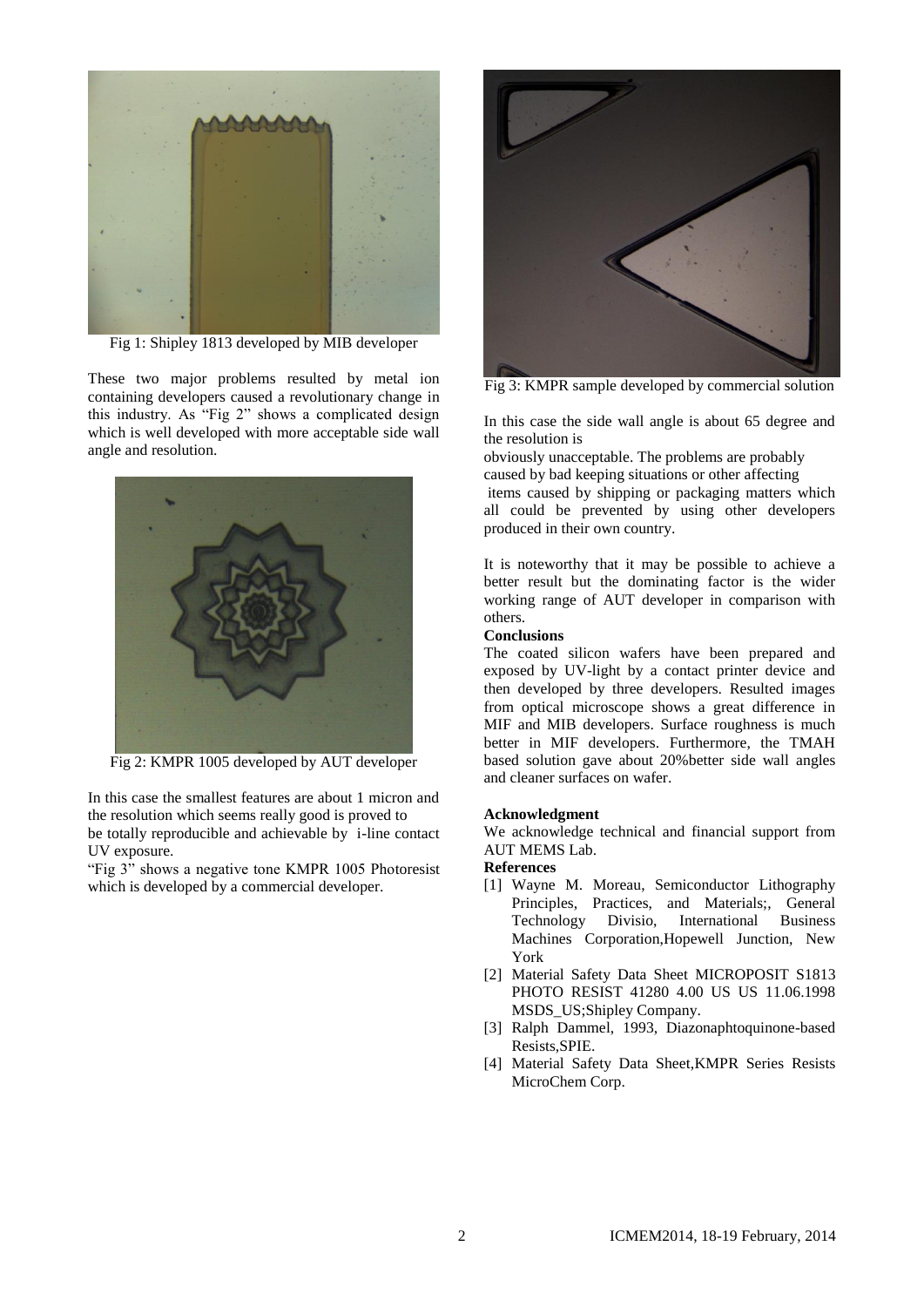Fig 1: Shipley 1813 developed by MIB developer

These two major problems resulted by metal ion containing developers caused a revolutionary change in this industry. As "Fig 2" shows a complicated design which is well developed with more acceptable side wall angle and resolution.

Fig 2: KMPR 1005 developed by AUT developer

In this case the smallest features are about 1 micron and the resolution which seems really good is proved to be totally reproducible and achievable by i-line contact UV exposure.

"Fig 3" shows a negative tone KMPR 1005 Photoresist which is developed by a commercial developer.

Fig 3: KMPR sample developed by commercial solution

In this case the side wall angle is about 65 degree and the resolution is obviously unacceptable. The problems are probably caused by bad keeping situations or other affecting items caused by shipping or packaging matters which all could be prevented by using other developers produced in their own country.

It is noteworthy that it may be possible to achieve a better result but the dominating factor is the wider working range of AUT developer in comparison with others.

**Conclusions**

The coated silicon wafers have been prepared and exposed by UV-light by a contact printer device and then developed by three developers. Resulted images from optical microscope shows a great difference in MIF and MIB developers. Surface roughness is much better in MIF developers. Furthermore, the TMAH based solution gave about 20%better side wall angles and cleaner surfaces on wafer.

**Acknowledgment**

We acknowledge technical and financial support from AUT MEMS Lab.

**References**

[1] Wayne M. Moreau, Semiconductor Lithography Principles, Practices, and Materials;, General Technology Divisio, International Business Machines Corporation,Hopewell Junction, New York

[2] Material Safety Data Sheet MICROPOSIT S1813 PHOTO RESIST 41280 4.00 US US 11.06.1998 MSDS_US;Shipley Company.

[3] Ralph Dammel, 1993, Diazonaphtoquinone-based Resists,SPIE.

[4] Material Safety Data Sheet,KMPR Series Resists MicroChem Corp.